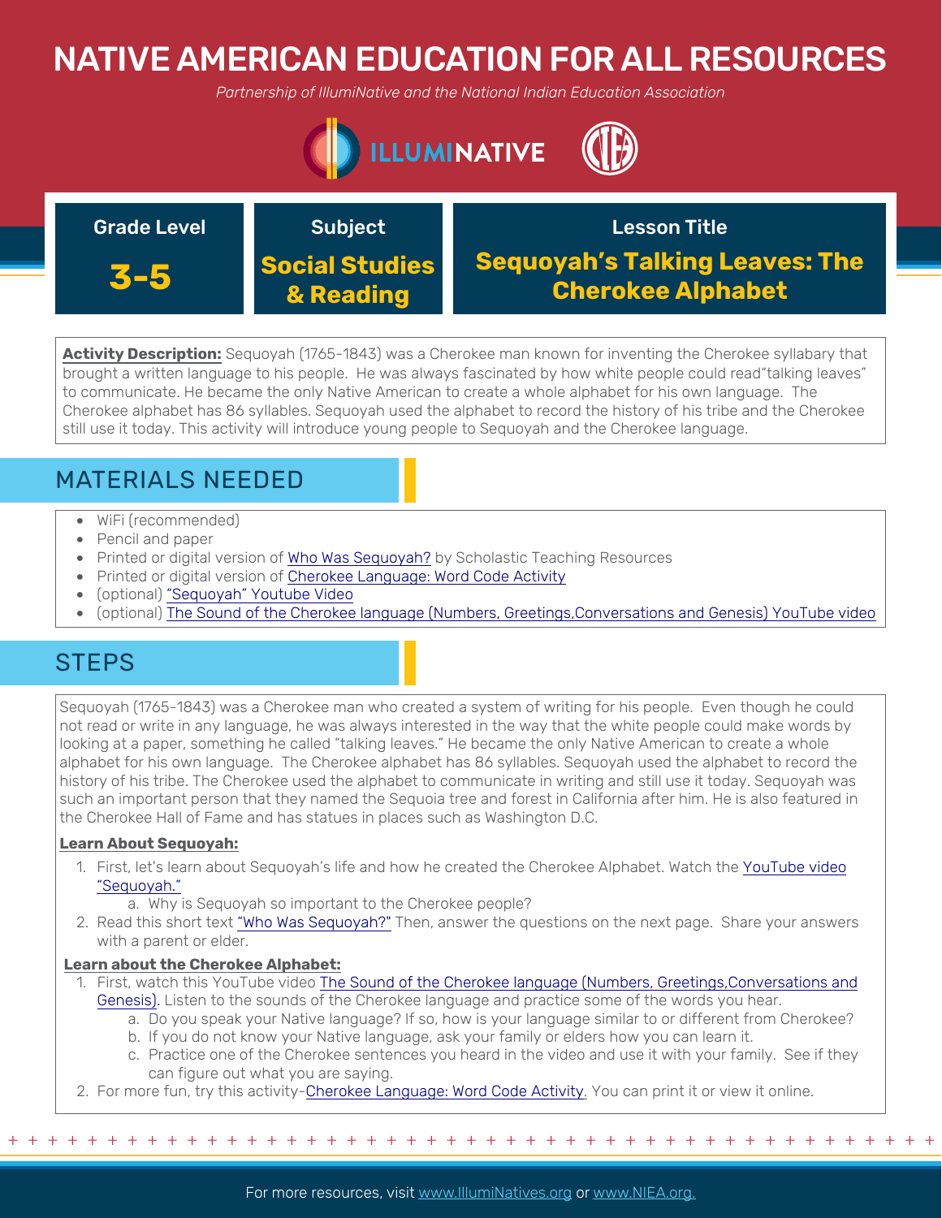# NATIVE AMERICAN EDUCATION FOR ALL RESOURCES

*Partnership of IllumiNative and the National Indian Education Association*

| Grade Level | Subject | Lesson Title |
| --- | --- | --- |
| **3-5** | **Social Studies & Reading** | **Sequoyah's Talking Leaves: The Cherokee Alphabet** |

**Activity Description:** Sequoyah (1765-1843) was a Cherokee man known for inventing the Cherokee syllabary that brought a written language to his people. He was always fascinated by how white people could read"talking leaves" to communicate. He became the only Native American to create a whole alphabet for his own language. The Cherokee alphabet has 86 syllables. Sequoyah used the alphabet to record the history of his tribe and the Cherokee still use it today. This activity will introduce young people to Sequoyah and the Cherokee language.

## MATERIALS NEEDED

- WiFi (recommended)
- Pencil and paper
- Printed or digital version of Who Was Sequoyah? by Scholastic Teaching Resources
- Printed or digital version of Cherokee Language: Word Code Activity
- (optional) "Sequoyah" Youtube Video
- (optional) The Sound of the Cherokee language (Numbers, Greetings,Conversations and Genesis) YouTube video

## STEPS

Sequoyah (1765-1843) was a Cherokee man who created a system of writing for his people. Even though he could not read or write in any language, he was always interested in the way that the white people could make words by looking at a paper, something he called "talking leaves." He became the only Native American to create a whole alphabet for his own language. The Cherokee alphabet has 86 syllables. Sequoyah used the alphabet to record the history of his tribe. The Cherokee used the alphabet to communicate in writing and still use it today. Sequoyah was such an important person that they named the Sequoia tree and forest in California after him. He is also featured in the Cherokee Hall of Fame and has statues in places such as Washington D.C.

**Learn About Sequoyah:**

1. First, let's learn about Sequoyah's life and how he created the Cherokee Alphabet. Watch the YouTube video "Sequoyah."
   a. Why is Sequoyah so important to the Cherokee people?
2. Read this short text "Who Was Sequoyah?" Then, answer the questions on the next page. Share your answers with a parent or elder.

**Learn about the Cherokee Alphabet:**

1. First, watch this YouTube video The Sound of the Cherokee language (Numbers, Greetings,Conversations and Genesis). Listen to the sounds of the Cherokee language and practice some of the words you hear.
   a. Do you speak your Native language? If so, how is your language similar to or different from Cherokee?
   b. If you do not know your Native language, ask your family or elders how you can learn it.
   c. Practice one of the Cherokee sentences you heard in the video and use it with your family. See if they can figure out what you are saying.
2. For more fun, try this activity-Cherokee Language: Word Code Activity. You can print it or view it online.

For more resources, visit www.IllumiNatives.org or www.NIEA.org.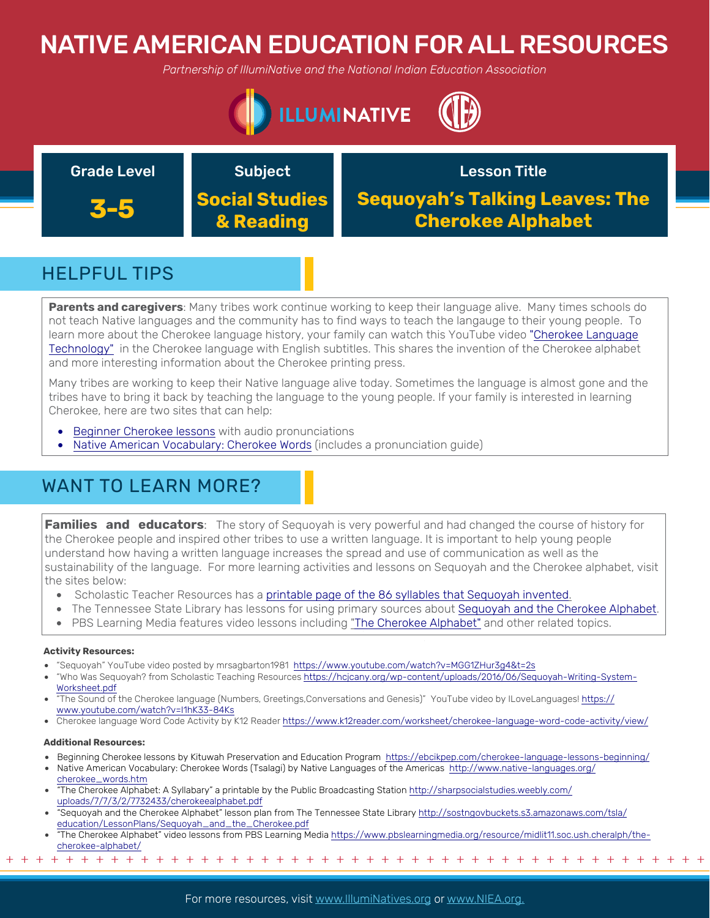# NATIVE AMERICAN EDUCATION FOR ALL RESOURCES

*Partnership of IllumiNative and the National Indian Education Association*

| Grade Level | Subject | Lesson Title |
|---|---|---|
| **3-5** | **Social Studies & Reading** | **Sequoyah's Talking Leaves: The Cherokee Alphabet** |

## HELPFUL TIPS

**Parents and caregivers**: Many tribes work continue working to keep their language alive. Many times schools do not teach Native languages and the community has to find ways to teach the langauge to their young people. To learn more about the Cherokee language history, your family can watch this YouTube video "Cherokee Language Technology" in the Cherokee language with English subtitles. This shares the invention of the Cherokee alphabet and more interesting information about the Cherokee printing press.

Many tribes are working to keep their Native language alive today. Sometimes the language is almost gone and the tribes have to bring it back by teaching the language to the young people. If your family is interested in learning Cherokee, here are two sites that can help:

- Beginner Cherokee lessons with audio pronunciations
- Native American Vocabulary: Cherokee Words (includes a pronunciation guide)

## WANT TO LEARN MORE?

**Families and educators**: The story of Sequoyah is very powerful and had changed the course of history for the Cherokee people and inspired other tribes to use a written language. It is important to help young people understand how having a written language increases the spread and use of communication as well as the sustainability of the language. For more learning activities and lessons on Sequoyah and the Cherokee alphabet, visit the sites below:

- Scholastic Teacher Resources has a printable page of the 86 syllables that Sequoyah invented.
- The Tennessee State Library has lessons for using primary sources about Sequoyah and the Cherokee Alphabet.
- PBS Learning Media features video lessons including "The Cherokee Alphabet" and other related topics.

**Activity Resources:**

- "Sequoyah" YouTube video posted by mrsagbarton1981 https://www.youtube.com/watch?v=MGG1ZHur3g4&t=2s
- "Who Was Sequoyah? from Scholastic Teaching Resources https://hcjcany.org/wp-content/uploads/2016/06/Sequoyah-Writing-System-Worksheet.pdf
- "The Sound of the Cherokee language (Numbers, Greetings,Conversations and Genesis)" YouTube video by ILoveLanguages! https://www.youtube.com/watch?v=l1hK33-84Ks
- Cherokee language Word Code Activity by K12 Reader https://www.k12reader.com/worksheet/cherokee-language-word-code-activity/view/

**Additional Resources:**

- Beginning Cherokee lessons by Kituwah Preservation and Education Program https://ebcikpep.com/cherokee-language-lessons-beginning/
- Native American Vocabulary: Cherokee Words (Tsalagi) by Native Languages of the Americas http://www.native-languages.org/cherokee_words.htm
- "The Cherokee Alphabet: A Syllabary" a printable by the Public Broadcasting Station http://sharpsocialstudies.weebly.com/uploads/7/7/3/2/7732433/cherokeealphabet.pdf
- "Sequoyah and the Cherokee Alphabet" lesson plan from The Tennessee State Library http://sostngovbuckets.s3.amazonaws.com/tsla/education/LessonPlans/Sequoyah_and_the_Cherokee.pdf
- "The Cherokee Alphabet" video lessons from PBS Learning Media https://www.pbslearningmedia.org/resource/midlit11.soc.ush.cheralph/the-cherokee-alphabet/

For more resources, visit www.IllumiNatives.org or www.NIEA.org.